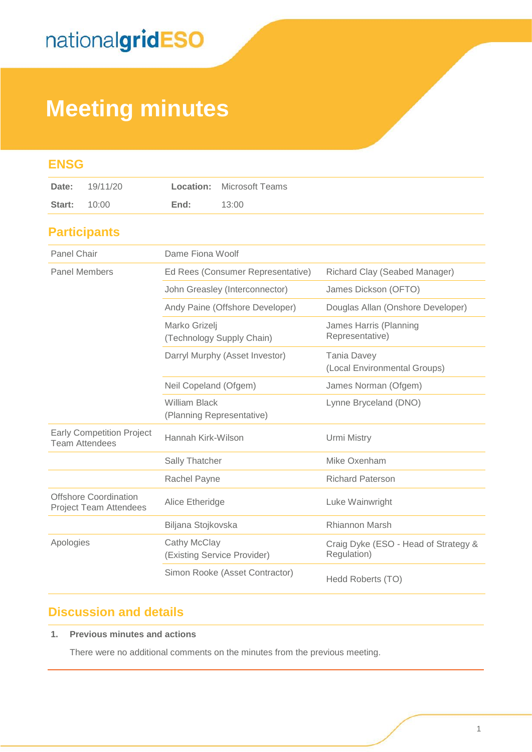nationalgridESO

# Meeting minutes

## ENSG

| Date: | 19/11/20 | Location: | Microsoft Teams |
|---|---|---|---|
| Start: | 10:00 | End: | 13:00 |

## Participants

| | | |
|---|---|---|
| Panel Chair | Dame Fiona Woolf | |
| Panel Members | Ed Rees (Consumer Representative) | Richard Clay (Seabed Manager) |
| | John Greasley (Interconnector) | James Dickson (OFTO) |
| | Andy Paine (Offshore Developer) | Douglas Allan (Onshore Developer) |
| | Marko Grizelj (Technology Supply Chain) | James Harris (Planning Representative) |
| | Darryl Murphy (Asset Investor) | Tania Davey (Local Environmental Groups) |
| | Neil Copeland (Ofgem) | James Norman (Ofgem) |
| | William Black (Planning Representative) | Lynne Bryceland (DNO) |
| Early Competition Project Team Attendees | Hannah Kirk-Wilson | Urmi Mistry |
| | Sally Thatcher | Mike Oxenham |
| | Rachel Payne | Richard Paterson |
| Offshore Coordination Project Team Attendees | Alice Etheridge | Luke Wainwright |
| | Biljana Stojkovska | Rhiannon Marsh |
| Apologies | Cathy McClay (Existing Service Provider) | Craig Dyke (ESO - Head of Strategy & Regulation) |
| | Simon Rooke (Asset Contractor) | Hedd Roberts (TO) |

## Discussion and details

**1. Previous minutes and actions**

There were no additional comments on the minutes from the previous meeting.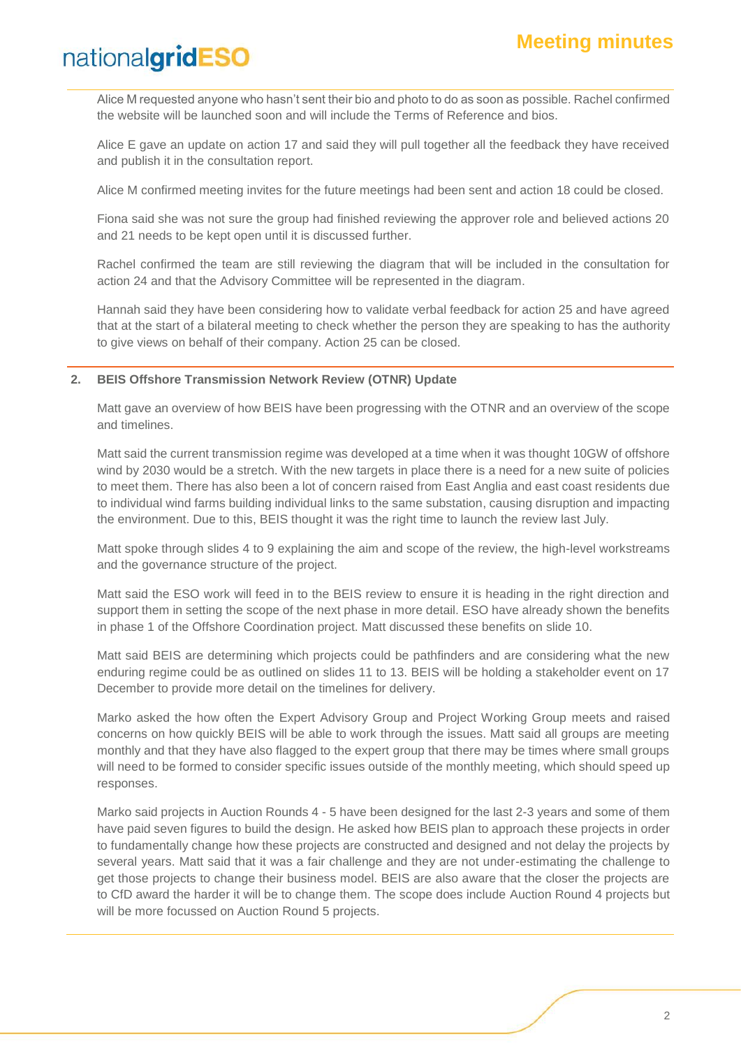Alice M requested anyone who hasn't sent their bio and photo to do as soon as possible. Rachel confirmed the website will be launched soon and will include the Terms of Reference and bios.

Alice E gave an update on action 17 and said they will pull together all the feedback they have received and publish it in the consultation report.

Alice M confirmed meeting invites for the future meetings had been sent and action 18 could be closed.

Fiona said she was not sure the group had finished reviewing the approver role and believed actions 20 and 21 needs to be kept open until it is discussed further.

Rachel confirmed the team are still reviewing the diagram that will be included in the consultation for action 24 and that the Advisory Committee will be represented in the diagram.

Hannah said they have been considering how to validate verbal feedback for action 25 and have agreed that at the start of a bilateral meeting to check whether the person they are speaking to has the authority to give views on behalf of their company. Action 25 can be closed.

**2. BEIS Offshore Transmission Network Review (OTNR) Update**

Matt gave an overview of how BEIS have been progressing with the OTNR and an overview of the scope and timelines.

Matt said the current transmission regime was developed at a time when it was thought 10GW of offshore wind by 2030 would be a stretch. With the new targets in place there is a need for a new suite of policies to meet them. There has also been a lot of concern raised from East Anglia and east coast residents due to individual wind farms building individual links to the same substation, causing disruption and impacting the environment. Due to this, BEIS thought it was the right time to launch the review last July.

Matt spoke through slides 4 to 9 explaining the aim and scope of the review, the high-level workstreams and the governance structure of the project.

Matt said the ESO work will feed in to the BEIS review to ensure it is heading in the right direction and support them in setting the scope of the next phase in more detail. ESO have already shown the benefits in phase 1 of the Offshore Coordination project. Matt discussed these benefits on slide 10.

Matt said BEIS are determining which projects could be pathfinders and are considering what the new enduring regime could be as outlined on slides 11 to 13. BEIS will be holding a stakeholder event on 17 December to provide more detail on the timelines for delivery.

Marko asked the how often the Expert Advisory Group and Project Working Group meets and raised concerns on how quickly BEIS will be able to work through the issues. Matt said all groups are meeting monthly and that they have also flagged to the expert group that there may be times where small groups will need to be formed to consider specific issues outside of the monthly meeting, which should speed up responses.

Marko said projects in Auction Rounds 4 - 5 have been designed for the last 2-3 years and some of them have paid seven figures to build the design. He asked how BEIS plan to approach these projects in order to fundamentally change how these projects are constructed and designed and not delay the projects by several years. Matt said that it was a fair challenge and they are not under-estimating the challenge to get those projects to change their business model. BEIS are also aware that the closer the projects are to CfD award the harder it will be to change them. The scope does include Auction Round 4 projects but will be more focussed on Auction Round 5 projects.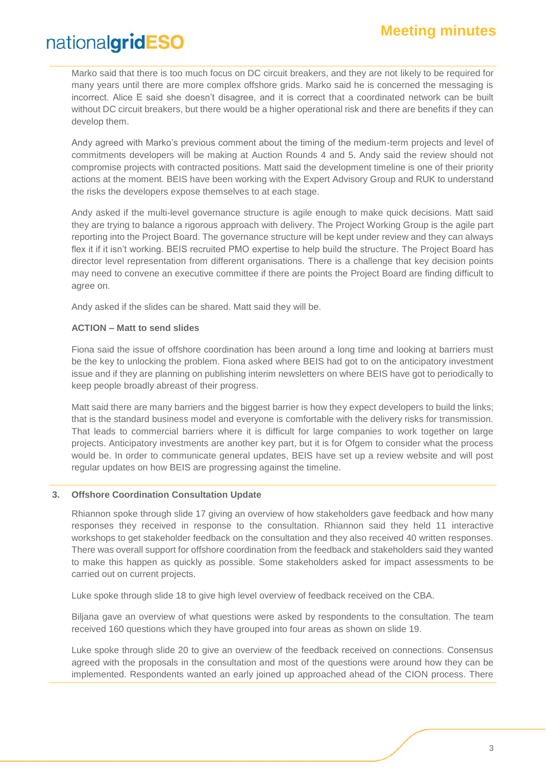Marko said that there is too much focus on DC circuit breakers, and they are not likely to be required for many years until there are more complex offshore grids. Marko said he is concerned the messaging is incorrect. Alice E said she doesn't disagree, and it is correct that a coordinated network can be built without DC circuit breakers, but there would be a higher operational risk and there are benefits if they can develop them.

Andy agreed with Marko's previous comment about the timing of the medium-term projects and level of commitments developers will be making at Auction Rounds 4 and 5. Andy said the review should not compromise projects with contracted positions. Matt said the development timeline is one of their priority actions at the moment. BEIS have been working with the Expert Advisory Group and RUK to understand the risks the developers expose themselves to at each stage.

Andy asked if the multi-level governance structure is agile enough to make quick decisions. Matt said they are trying to balance a rigorous approach with delivery. The Project Working Group is the agile part reporting into the Project Board. The governance structure will be kept under review and they can always flex it if it isn't working. BEIS recruited PMO expertise to help build the structure. The Project Board has director level representation from different organisations. There is a challenge that key decision points may need to convene an executive committee if there are points the Project Board are finding difficult to agree on.

Andy asked if the slides can be shared. Matt said they will be.

**ACTION – Matt to send slides**

Fiona said the issue of offshore coordination has been around a long time and looking at barriers must be the key to unlocking the problem. Fiona asked where BEIS had got to on the anticipatory investment issue and if they are planning on publishing interim newsletters on where BEIS have got to periodically to keep people broadly abreast of their progress.

Matt said there are many barriers and the biggest barrier is how they expect developers to build the links; that is the standard business model and everyone is comfortable with the delivery risks for transmission. That leads to commercial barriers where it is difficult for large companies to work together on large projects. Anticipatory investments are another key part, but it is for Ofgem to consider what the process would be. In order to communicate general updates, BEIS have set up a review website and will post regular updates on how BEIS are progressing against the timeline.

## 3. Offshore Coordination Consultation Update

Rhiannon spoke through slide 17 giving an overview of how stakeholders gave feedback and how many responses they received in response to the consultation. Rhiannon said they held 11 interactive workshops to get stakeholder feedback on the consultation and they also received 40 written responses. There was overall support for offshore coordination from the feedback and stakeholders said they wanted to make this happen as quickly as possible. Some stakeholders asked for impact assessments to be carried out on current projects.

Luke spoke through slide 18 to give high level overview of feedback received on the CBA.

Biljana gave an overview of what questions were asked by respondents to the consultation. The team received 160 questions which they have grouped into four areas as shown on slide 19.

Luke spoke through slide 20 to give an overview of the feedback received on connections. Consensus agreed with the proposals in the consultation and most of the questions were around how they can be implemented. Respondents wanted an early joined up approached ahead of the CION process. There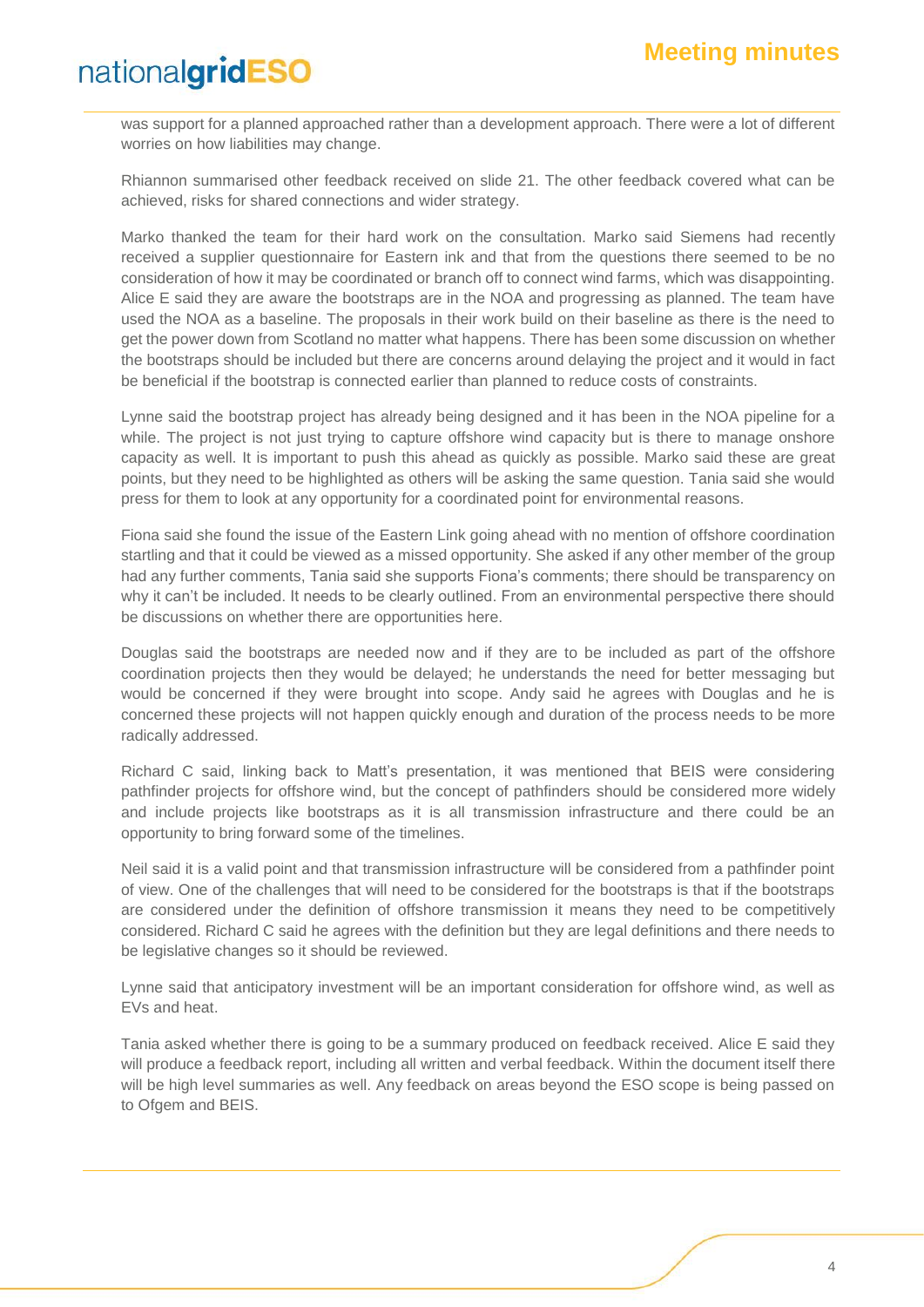was support for a planned approached rather than a development approach. There were a lot of different worries on how liabilities may change.

Rhiannon summarised other feedback received on slide 21. The other feedback covered what can be achieved, risks for shared connections and wider strategy.

Marko thanked the team for their hard work on the consultation. Marko said Siemens had recently received a supplier questionnaire for Eastern ink and that from the questions there seemed to be no consideration of how it may be coordinated or branch off to connect wind farms, which was disappointing. Alice E said they are aware the bootstraps are in the NOA and progressing as planned. The team have used the NOA as a baseline. The proposals in their work build on their baseline as there is the need to get the power down from Scotland no matter what happens. There has been some discussion on whether the bootstraps should be included but there are concerns around delaying the project and it would in fact be beneficial if the bootstrap is connected earlier than planned to reduce costs of constraints.

Lynne said the bootstrap project has already being designed and it has been in the NOA pipeline for a while. The project is not just trying to capture offshore wind capacity but is there to manage onshore capacity as well. It is important to push this ahead as quickly as possible. Marko said these are great points, but they need to be highlighted as others will be asking the same question. Tania said she would press for them to look at any opportunity for a coordinated point for environmental reasons.

Fiona said she found the issue of the Eastern Link going ahead with no mention of offshore coordination startling and that it could be viewed as a missed opportunity. She asked if any other member of the group had any further comments, Tania said she supports Fiona's comments; there should be transparency on why it can't be included. It needs to be clearly outlined. From an environmental perspective there should be discussions on whether there are opportunities here.

Douglas said the bootstraps are needed now and if they are to be included as part of the offshore coordination projects then they would be delayed; he understands the need for better messaging but would be concerned if they were brought into scope. Andy said he agrees with Douglas and he is concerned these projects will not happen quickly enough and duration of the process needs to be more radically addressed.

Richard C said, linking back to Matt's presentation, it was mentioned that BEIS were considering pathfinder projects for offshore wind, but the concept of pathfinders should be considered more widely and include projects like bootstraps as it is all transmission infrastructure and there could be an opportunity to bring forward some of the timelines.

Neil said it is a valid point and that transmission infrastructure will be considered from a pathfinder point of view. One of the challenges that will need to be considered for the bootstraps is that if the bootstraps are considered under the definition of offshore transmission it means they need to be competitively considered. Richard C said he agrees with the definition but they are legal definitions and there needs to be legislative changes so it should be reviewed.

Lynne said that anticipatory investment will be an important consideration for offshore wind, as well as EVs and heat.

Tania asked whether there is going to be a summary produced on feedback received. Alice E said they will produce a feedback report, including all written and verbal feedback. Within the document itself there will be high level summaries as well. Any feedback on areas beyond the ESO scope is being passed on to Ofgem and BEIS.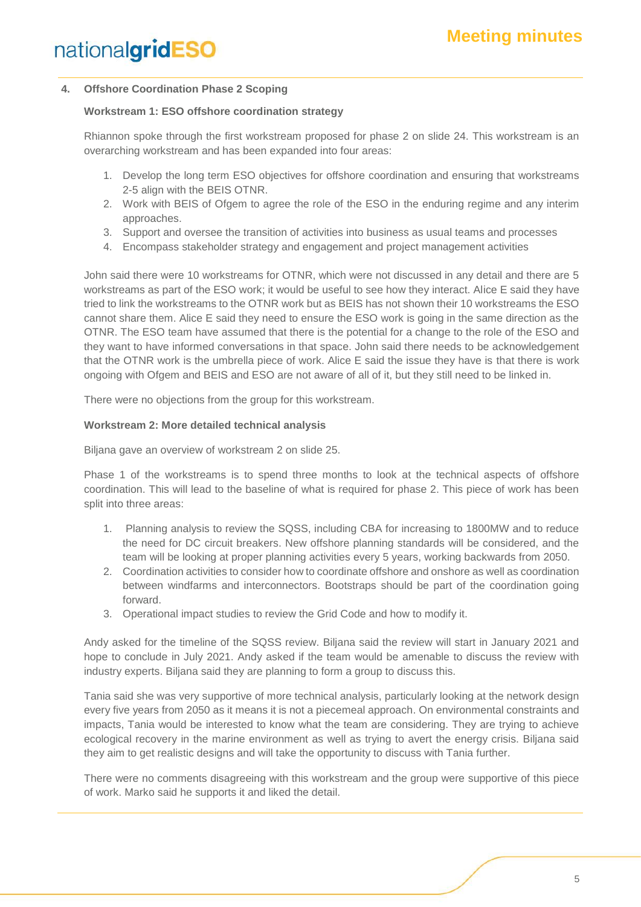## 4. Offshore Coordination Phase 2 Scoping

**Workstream 1: ESO offshore coordination strategy**

Rhiannon spoke through the first workstream proposed for phase 2 on slide 24. This workstream is an overarching workstream and has been expanded into four areas:

1. Develop the long term ESO objectives for offshore coordination and ensuring that workstreams 2-5 align with the BEIS OTNR.
2. Work with BEIS of Ofgem to agree the role of the ESO in the enduring regime and any interim approaches.
3. Support and oversee the transition of activities into business as usual teams and processes
4. Encompass stakeholder strategy and engagement and project management activities

John said there were 10 workstreams for OTNR, which were not discussed in any detail and there are 5 workstreams as part of the ESO work; it would be useful to see how they interact. Alice E said they have tried to link the workstreams to the OTNR work but as BEIS has not shown their 10 workstreams the ESO cannot share them. Alice E said they need to ensure the ESO work is going in the same direction as the OTNR. The ESO team have assumed that there is the potential for a change to the role of the ESO and they want to have informed conversations in that space. John said there needs to be acknowledgement that the OTNR work is the umbrella piece of work. Alice E said the issue they have is that there is work ongoing with Ofgem and BEIS and ESO are not aware of all of it, but they still need to be linked in.

There were no objections from the group for this workstream.

**Workstream 2: More detailed technical analysis**

Biljana gave an overview of workstream 2 on slide 25.

Phase 1 of the workstreams is to spend three months to look at the technical aspects of offshore coordination. This will lead to the baseline of what is required for phase 2. This piece of work has been split into three areas:

1. Planning analysis to review the SQSS, including CBA for increasing to 1800MW and to reduce the need for DC circuit breakers. New offshore planning standards will be considered, and the team will be looking at proper planning activities every 5 years, working backwards from 2050.
2. Coordination activities to consider how to coordinate offshore and onshore as well as coordination between windfarms and interconnectors. Bootstraps should be part of the coordination going forward.
3. Operational impact studies to review the Grid Code and how to modify it.

Andy asked for the timeline of the SQSS review. Biljana said the review will start in January 2021 and hope to conclude in July 2021. Andy asked if the team would be amenable to discuss the review with industry experts. Biljana said they are planning to form a group to discuss this.

Tania said she was very supportive of more technical analysis, particularly looking at the network design every five years from 2050 as it means it is not a piecemeal approach. On environmental constraints and impacts, Tania would be interested to know what the team are considering. They are trying to achieve ecological recovery in the marine environment as well as trying to avert the energy crisis. Biljana said they aim to get realistic designs and will take the opportunity to discuss with Tania further.

There were no comments disagreeing with this workstream and the group were supportive of this piece of work. Marko said he supports it and liked the detail.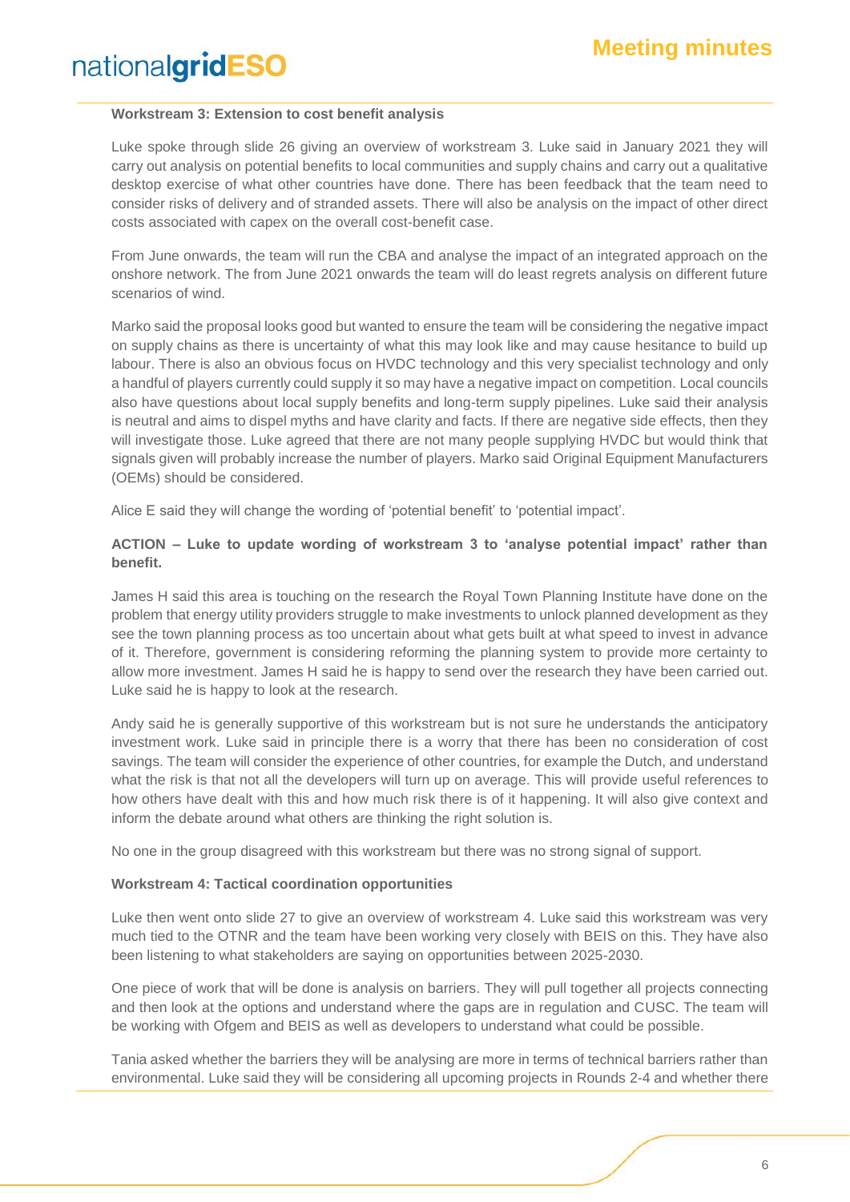**Workstream 3: Extension to cost benefit analysis**

Luke spoke through slide 26 giving an overview of workstream 3. Luke said in January 2021 they will carry out analysis on potential benefits to local communities and supply chains and carry out a qualitative desktop exercise of what other countries have done. There has been feedback that the team need to consider risks of delivery and of stranded assets. There will also be analysis on the impact of other direct costs associated with capex on the overall cost-benefit case.

From June onwards, the team will run the CBA and analyse the impact of an integrated approach on the onshore network. The from June 2021 onwards the team will do least regrets analysis on different future scenarios of wind.

Marko said the proposal looks good but wanted to ensure the team will be considering the negative impact on supply chains as there is uncertainty of what this may look like and may cause hesitance to build up labour. There is also an obvious focus on HVDC technology and this very specialist technology and only a handful of players currently could supply it so may have a negative impact on competition. Local councils also have questions about local supply benefits and long-term supply pipelines. Luke said their analysis is neutral and aims to dispel myths and have clarity and facts. If there are negative side effects, then they will investigate those. Luke agreed that there are not many people supplying HVDC but would think that signals given will probably increase the number of players. Marko said Original Equipment Manufacturers (OEMs) should be considered.

Alice E said they will change the wording of 'potential benefit' to 'potential impact'.

**ACTION – Luke to update wording of workstream 3 to 'analyse potential impact' rather than benefit.**

James H said this area is touching on the research the Royal Town Planning Institute have done on the problem that energy utility providers struggle to make investments to unlock planned development as they see the town planning process as too uncertain about what gets built at what speed to invest in advance of it. Therefore, government is considering reforming the planning system to provide more certainty to allow more investment. James H said he is happy to send over the research they have been carried out. Luke said he is happy to look at the research.

Andy said he is generally supportive of this workstream but is not sure he understands the anticipatory investment work. Luke said in principle there is a worry that there has been no consideration of cost savings. The team will consider the experience of other countries, for example the Dutch, and understand what the risk is that not all the developers will turn up on average. This will provide useful references to how others have dealt with this and how much risk there is of it happening. It will also give context and inform the debate around what others are thinking the right solution is.

No one in the group disagreed with this workstream but there was no strong signal of support.

**Workstream 4: Tactical coordination opportunities**

Luke then went onto slide 27 to give an overview of workstream 4. Luke said this workstream was very much tied to the OTNR and the team have been working very closely with BEIS on this. They have also been listening to what stakeholders are saying on opportunities between 2025-2030.

One piece of work that will be done is analysis on barriers. They will pull together all projects connecting and then look at the options and understand where the gaps are in regulation and CUSC. The team will be working with Ofgem and BEIS as well as developers to understand what could be possible.

Tania asked whether the barriers they will be analysing are more in terms of technical barriers rather than environmental. Luke said they will be considering all upcoming projects in Rounds 2-4 and whether there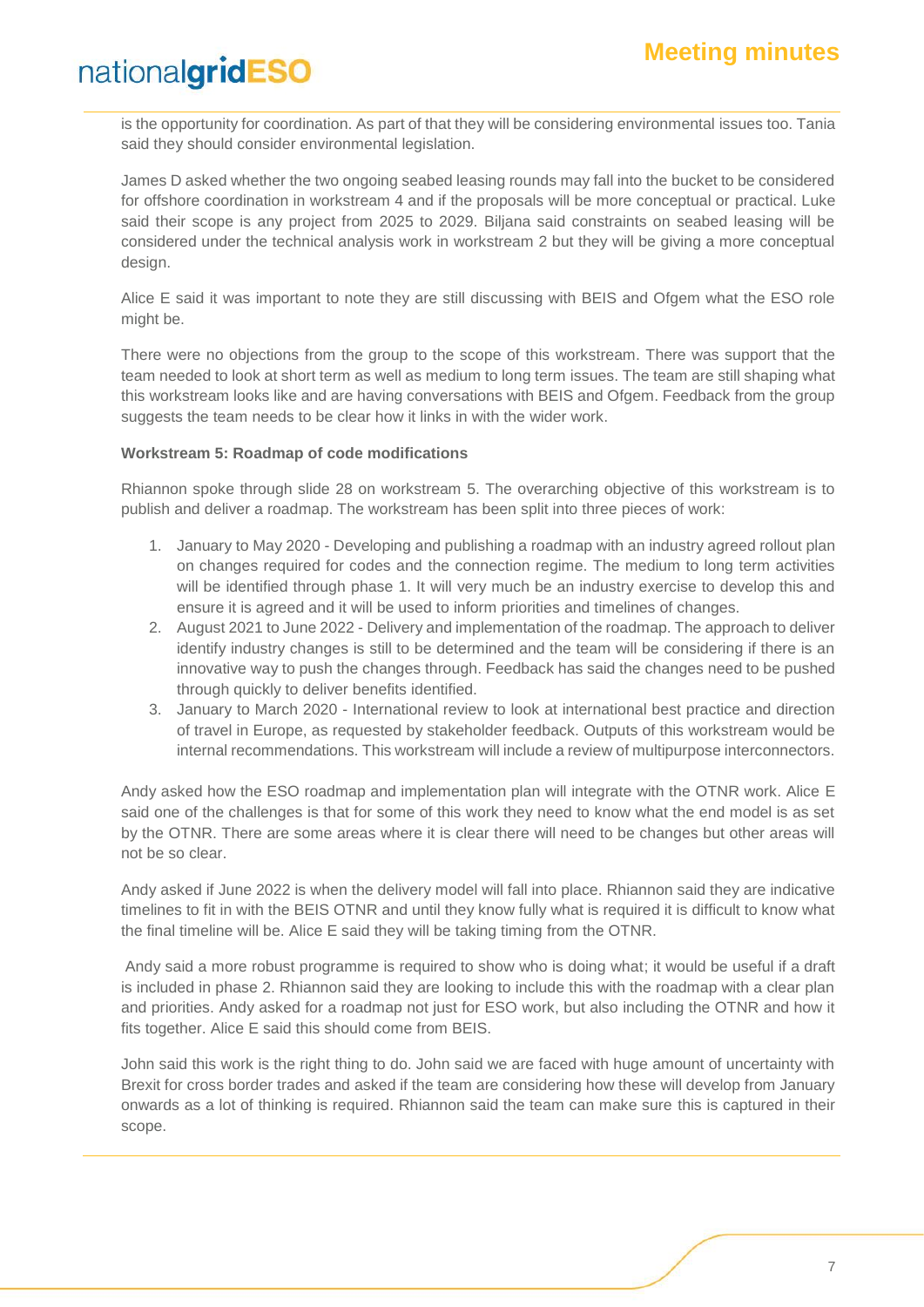is the opportunity for coordination. As part of that they will be considering environmental issues too. Tania said they should consider environmental legislation.

James D asked whether the two ongoing seabed leasing rounds may fall into the bucket to be considered for offshore coordination in workstream 4 and if the proposals will be more conceptual or practical. Luke said their scope is any project from 2025 to 2029. Biljana said constraints on seabed leasing will be considered under the technical analysis work in workstream 2 but they will be giving a more conceptual design.

Alice E said it was important to note they are still discussing with BEIS and Ofgem what the ESO role might be.

There were no objections from the group to the scope of this workstream. There was support that the team needed to look at short term as well as medium to long term issues. The team are still shaping what this workstream looks like and are having conversations with BEIS and Ofgem. Feedback from the group suggests the team needs to be clear how it links in with the wider work.

**Workstream 5: Roadmap of code modifications**

Rhiannon spoke through slide 28 on workstream 5. The overarching objective of this workstream is to publish and deliver a roadmap. The workstream has been split into three pieces of work:

1. January to May 2020 - Developing and publishing a roadmap with an industry agreed rollout plan on changes required for codes and the connection regime. The medium to long term activities will be identified through phase 1. It will very much be an industry exercise to develop this and ensure it is agreed and it will be used to inform priorities and timelines of changes.
2. August 2021 to June 2022 - Delivery and implementation of the roadmap. The approach to deliver identify industry changes is still to be determined and the team will be considering if there is an innovative way to push the changes through. Feedback has said the changes need to be pushed through quickly to deliver benefits identified.
3. January to March 2020 - International review to look at international best practice and direction of travel in Europe, as requested by stakeholder feedback. Outputs of this workstream would be internal recommendations. This workstream will include a review of multipurpose interconnectors.

Andy asked how the ESO roadmap and implementation plan will integrate with the OTNR work. Alice E said one of the challenges is that for some of this work they need to know what the end model is as set by the OTNR. There are some areas where it is clear there will need to be changes but other areas will not be so clear.

Andy asked if June 2022 is when the delivery model will fall into place. Rhiannon said they are indicative timelines to fit in with the BEIS OTNR and until they know fully what is required it is difficult to know what the final timeline will be. Alice E said they will be taking timing from the OTNR.

Andy said a more robust programme is required to show who is doing what; it would be useful if a draft is included in phase 2. Rhiannon said they are looking to include this with the roadmap with a clear plan and priorities. Andy asked for a roadmap not just for ESO work, but also including the OTNR and how it fits together. Alice E said this should come from BEIS.

John said this work is the right thing to do. John said we are faced with huge amount of uncertainty with Brexit for cross border trades and asked if the team are considering how these will develop from January onwards as a lot of thinking is required. Rhiannon said the team can make sure this is captured in their scope.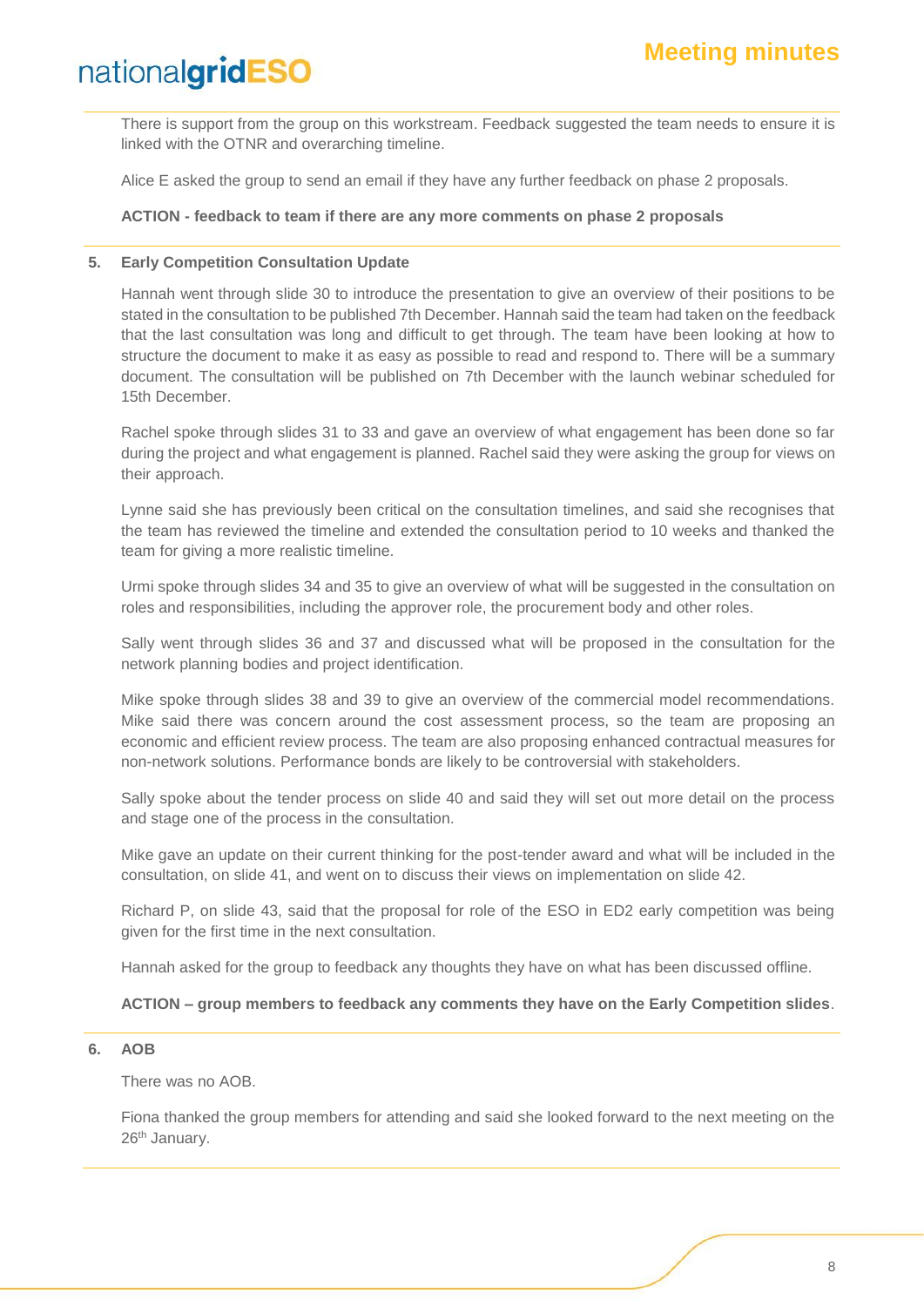There is support from the group on this workstream. Feedback suggested the team needs to ensure it is linked with the OTNR and overarching timeline.

Alice E asked the group to send an email if they have any further feedback on phase 2 proposals.

**ACTION - feedback to team if there are any more comments on phase 2 proposals**

## 5. Early Competition Consultation Update

Hannah went through slide 30 to introduce the presentation to give an overview of their positions to be stated in the consultation to be published 7th December. Hannah said the team had taken on the feedback that the last consultation was long and difficult to get through. The team have been looking at how to structure the document to make it as easy as possible to read and respond to. There will be a summary document. The consultation will be published on 7th December with the launch webinar scheduled for 15th December.

Rachel spoke through slides 31 to 33 and gave an overview of what engagement has been done so far during the project and what engagement is planned. Rachel said they were asking the group for views on their approach.

Lynne said she has previously been critical on the consultation timelines, and said she recognises that the team has reviewed the timeline and extended the consultation period to 10 weeks and thanked the team for giving a more realistic timeline.

Urmi spoke through slides 34 and 35 to give an overview of what will be suggested in the consultation on roles and responsibilities, including the approver role, the procurement body and other roles.

Sally went through slides 36 and 37 and discussed what will be proposed in the consultation for the network planning bodies and project identification.

Mike spoke through slides 38 and 39 to give an overview of the commercial model recommendations. Mike said there was concern around the cost assessment process, so the team are proposing an economic and efficient review process. The team are also proposing enhanced contractual measures for non-network solutions. Performance bonds are likely to be controversial with stakeholders.

Sally spoke about the tender process on slide 40 and said they will set out more detail on the process and stage one of the process in the consultation.

Mike gave an update on their current thinking for the post-tender award and what will be included in the consultation, on slide 41, and went on to discuss their views on implementation on slide 42.

Richard P, on slide 43, said that the proposal for role of the ESO in ED2 early competition was being given for the first time in the next consultation.

Hannah asked for the group to feedback any thoughts they have on what has been discussed offline.

**ACTION – group members to feedback any comments they have on the Early Competition slides**.

## 6. AOB

There was no AOB.

Fiona thanked the group members for attending and said she looked forward to the next meeting on the 26th January.